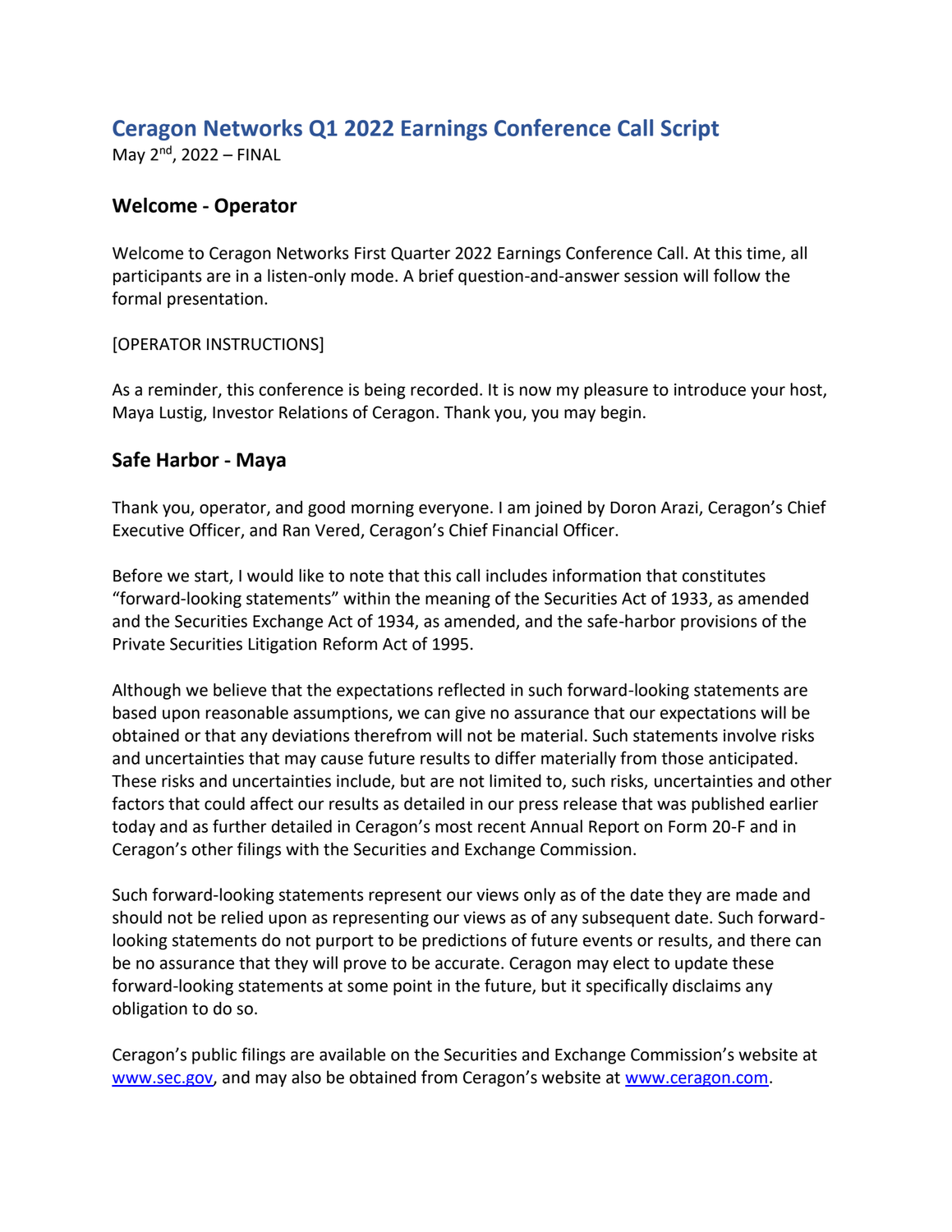# Ceragon Networks Q1 2022 Earnings Conference Call Script

May 2nd, 2022 – FINAL

## Welcome - Operator

Welcome to Ceragon Networks First Quarter 2022 Earnings Conference Call. At this time, all participants are in a listen-only mode. A brief question-and-answer session will follow the formal presentation.

[OPERATOR INSTRUCTIONS]

As a reminder, this conference is being recorded. It is now my pleasure to introduce your host, Maya Lustig, Investor Relations of Ceragon. Thank you, you may begin.

## Safe Harbor - Maya

Thank you, operator, and good morning everyone. I am joined by Doron Arazi, Ceragon's Chief Executive Officer, and Ran Vered, Ceragon's Chief Financial Officer.

Before we start, I would like to note that this call includes information that constitutes "forward-looking statements" within the meaning of the Securities Act of 1933, as amended and the Securities Exchange Act of 1934, as amended, and the safe-harbor provisions of the Private Securities Litigation Reform Act of 1995.

Although we believe that the expectations reflected in such forward-looking statements are based upon reasonable assumptions, we can give no assurance that our expectations will be obtained or that any deviations therefrom will not be material. Such statements involve risks and uncertainties that may cause future results to differ materially from those anticipated. These risks and uncertainties include, but are not limited to, such risks, uncertainties and other factors that could affect our results as detailed in our press release that was published earlier today and as further detailed in Ceragon's most recent Annual Report on Form 20-F and in Ceragon's other filings with the Securities and Exchange Commission.

Such forward-looking statements represent our views only as of the date they are made and should not be relied upon as representing our views as of any subsequent date. Such forward-looking statements do not purport to be predictions of future events or results, and there can be no assurance that they will prove to be accurate. Ceragon may elect to update these forward-looking statements at some point in the future, but it specifically disclaims any obligation to do so.

Ceragon's public filings are available on the Securities and Exchange Commission's website at www.sec.gov, and may also be obtained from Ceragon's website at www.ceragon.com.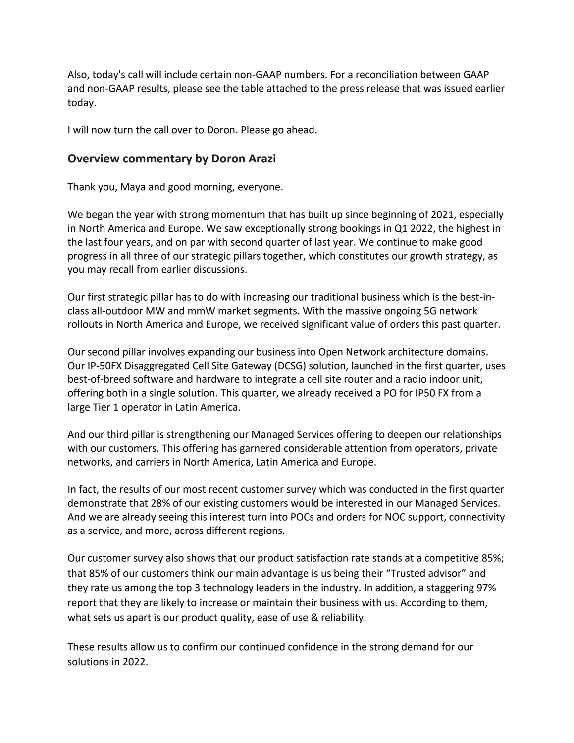Also, today's call will include certain non-GAAP numbers. For a reconciliation between GAAP and non-GAAP results, please see the table attached to the press release that was issued earlier today.

I will now turn the call over to Doron. Please go ahead.

## Overview commentary by Doron Arazi

Thank you, Maya and good morning, everyone.

We began the year with strong momentum that has built up since beginning of 2021, especially in North America and Europe. We saw exceptionally strong bookings in Q1 2022, the highest in the last four years, and on par with second quarter of last year. We continue to make good progress in all three of our strategic pillars together, which constitutes our growth strategy, as you may recall from earlier discussions.

Our first strategic pillar has to do with increasing our traditional business which is the best-in-class all-outdoor MW and mmW market segments. With the massive ongoing 5G network rollouts in North America and Europe, we received significant value of orders this past quarter.

Our second pillar involves expanding our business into Open Network architecture domains. Our IP-50FX Disaggregated Cell Site Gateway (DCSG) solution, launched in the first quarter, uses best-of-breed software and hardware to integrate a cell site router and a radio indoor unit, offering both in a single solution. This quarter, we already received a PO for IP50 FX from a large Tier 1 operator in Latin America.

And our third pillar is strengthening our Managed Services offering to deepen our relationships with our customers. This offering has garnered considerable attention from operators, private networks, and carriers in North America, Latin America and Europe.

In fact, the results of our most recent customer survey which was conducted in the first quarter demonstrate that 28% of our existing customers would be interested in our Managed Services. And we are already seeing this interest turn into POCs and orders for NOC support, connectivity as a service, and more, across different regions.

Our customer survey also shows that our product satisfaction rate stands at a competitive 85%; that 85% of our customers think our main advantage is us being their "Trusted advisor" and they rate us among the top 3 technology leaders in the industry. In addition, a staggering 97% report that they are likely to increase or maintain their business with us. According to them, what sets us apart is our product quality, ease of use & reliability.

These results allow us to confirm our continued confidence in the strong demand for our solutions in 2022.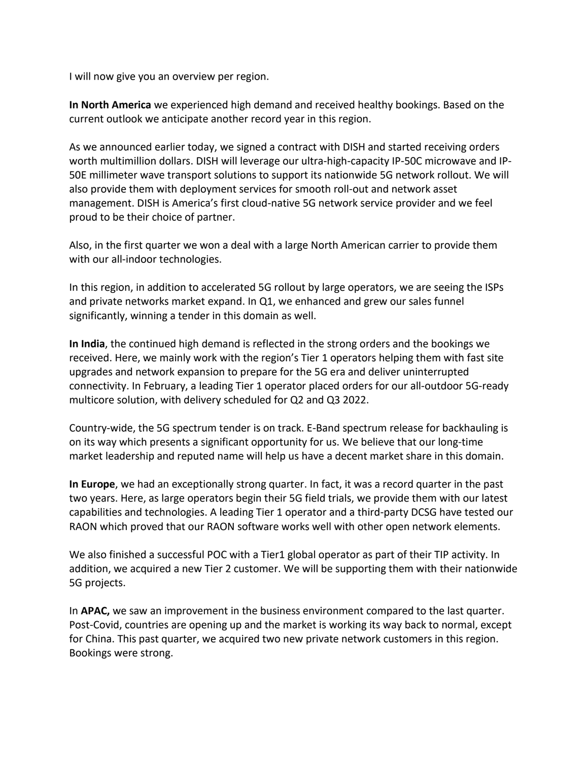I will now give you an overview per region.

**In North America** we experienced high demand and received healthy bookings. Based on the current outlook we anticipate another record year in this region.

As we announced earlier today, we signed a contract with DISH and started receiving orders worth multimillion dollars. DISH will leverage our ultra-high-capacity IP-50C microwave and IP-50E millimeter wave transport solutions to support its nationwide 5G network rollout. We will also provide them with deployment services for smooth roll-out and network asset management. DISH is America's first cloud-native 5G network service provider and we feel proud to be their choice of partner.

Also, in the first quarter we won a deal with a large North American carrier to provide them with our all-indoor technologies.

In this region, in addition to accelerated 5G rollout by large operators, we are seeing the ISPs and private networks market expand. In Q1, we enhanced and grew our sales funnel significantly, winning a tender in this domain as well.

**In India**, the continued high demand is reflected in the strong orders and the bookings we received. Here, we mainly work with the region's Tier 1 operators helping them with fast site upgrades and network expansion to prepare for the 5G era and deliver uninterrupted connectivity. In February, a leading Tier 1 operator placed orders for our all-outdoor 5G-ready multicore solution, with delivery scheduled for Q2 and Q3 2022.

Country-wide, the 5G spectrum tender is on track. E-Band spectrum release for backhauling is on its way which presents a significant opportunity for us. We believe that our long-time market leadership and reputed name will help us have a decent market share in this domain.

**In Europe**, we had an exceptionally strong quarter. In fact, it was a record quarter in the past two years. Here, as large operators begin their 5G field trials, we provide them with our latest capabilities and technologies. A leading Tier 1 operator and a third-party DCSG have tested our RAON which proved that our RAON software works well with other open network elements.

We also finished a successful POC with a Tier1 global operator as part of their TIP activity. In addition, we acquired a new Tier 2 customer. We will be supporting them with their nationwide 5G projects.

In **APAC,** we saw an improvement in the business environment compared to the last quarter. Post-Covid, countries are opening up and the market is working its way back to normal, except for China. This past quarter, we acquired two new private network customers in this region. Bookings were strong.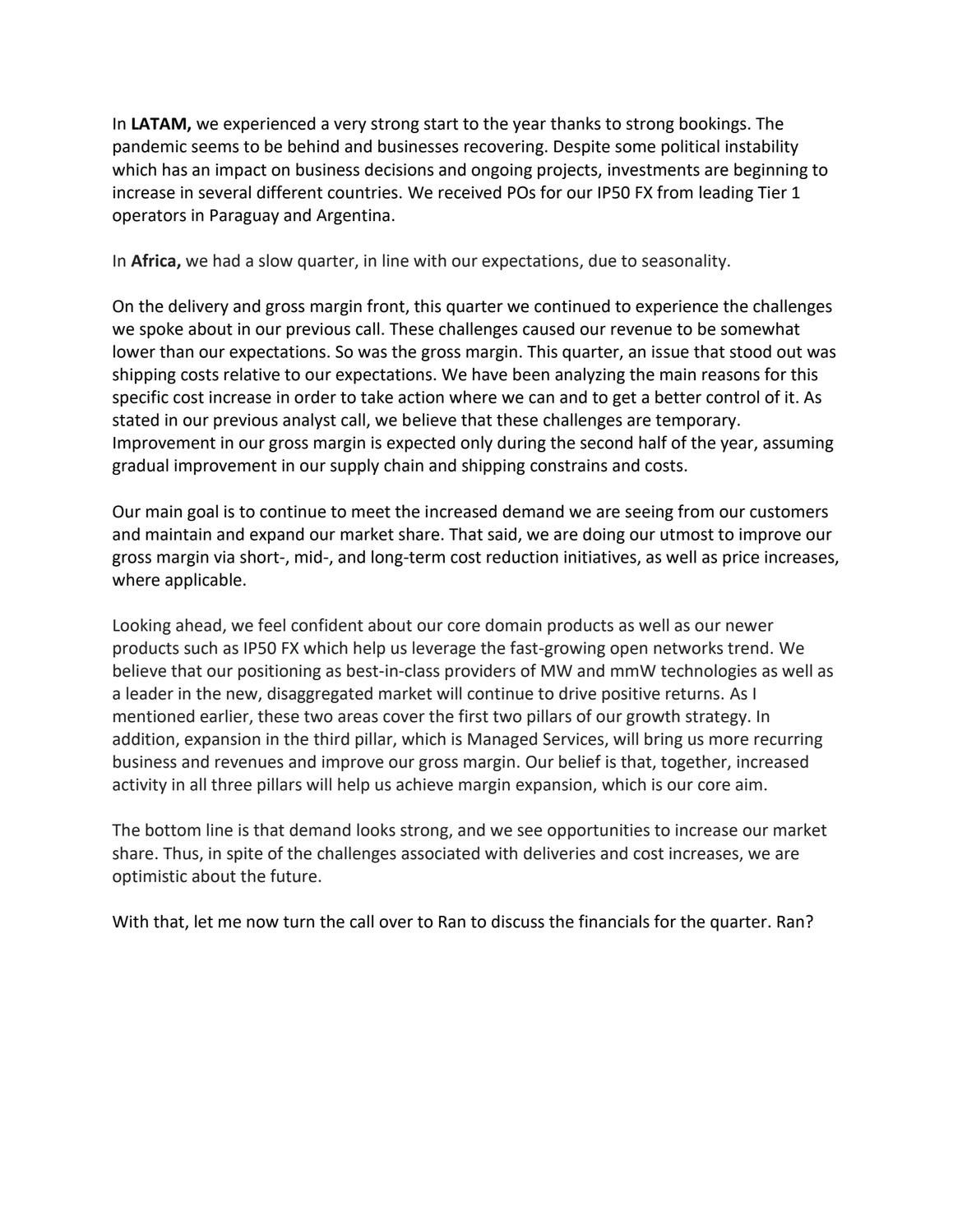In **LATAM,** we experienced a very strong start to the year thanks to strong bookings. The pandemic seems to be behind and businesses recovering. Despite some political instability which has an impact on business decisions and ongoing projects, investments are beginning to increase in several different countries. We received POs for our IP50 FX from leading Tier 1 operators in Paraguay and Argentina.

In **Africa,** we had a slow quarter, in line with our expectations, due to seasonality.

On the delivery and gross margin front, this quarter we continued to experience the challenges we spoke about in our previous call. These challenges caused our revenue to be somewhat lower than our expectations. So was the gross margin. This quarter, an issue that stood out was shipping costs relative to our expectations. We have been analyzing the main reasons for this specific cost increase in order to take action where we can and to get a better control of it. As stated in our previous analyst call, we believe that these challenges are temporary. Improvement in our gross margin is expected only during the second half of the year, assuming gradual improvement in our supply chain and shipping constrains and costs.

Our main goal is to continue to meet the increased demand we are seeing from our customers and maintain and expand our market share. That said, we are doing our utmost to improve our gross margin via short-, mid-, and long-term cost reduction initiatives, as well as price increases, where applicable.

Looking ahead, we feel confident about our core domain products as well as our newer products such as IP50 FX which help us leverage the fast-growing open networks trend. We believe that our positioning as best-in-class providers of MW and mmW technologies as well as a leader in the new, disaggregated market will continue to drive positive returns. As I mentioned earlier, these two areas cover the first two pillars of our growth strategy. In addition, expansion in the third pillar, which is Managed Services, will bring us more recurring business and revenues and improve our gross margin. Our belief is that, together, increased activity in all three pillars will help us achieve margin expansion, which is our core aim.

The bottom line is that demand looks strong, and we see opportunities to increase our market share. Thus, in spite of the challenges associated with deliveries and cost increases, we are optimistic about the future.

With that, let me now turn the call over to Ran to discuss the financials for the quarter. Ran?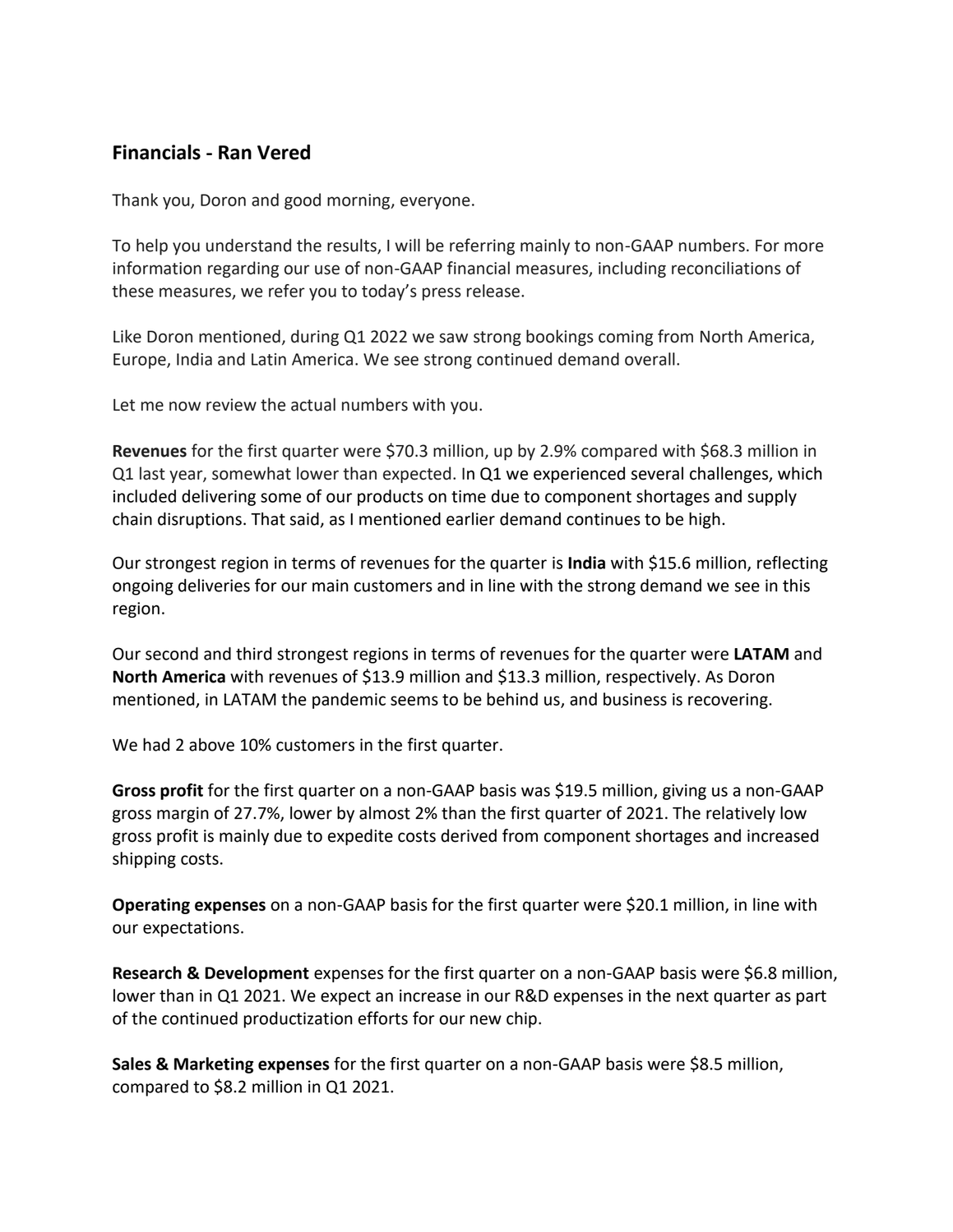## Financials - Ran Vered

Thank you, Doron and good morning, everyone.

To help you understand the results, I will be referring mainly to non-GAAP numbers. For more information regarding our use of non-GAAP financial measures, including reconciliations of these measures, we refer you to today's press release.

Like Doron mentioned, during Q1 2022 we saw strong bookings coming from North America, Europe, India and Latin America. We see strong continued demand overall.

Let me now review the actual numbers with you.

**Revenues** for the first quarter were $70.3 million, up by 2.9% compared with $68.3 million in Q1 last year, somewhat lower than expected. In Q1 we experienced several challenges, which included delivering some of our products on time due to component shortages and supply chain disruptions. That said, as I mentioned earlier demand continues to be high.

Our strongest region in terms of revenues for the quarter is **India** with $15.6 million, reflecting ongoing deliveries for our main customers and in line with the strong demand we see in this region.

Our second and third strongest regions in terms of revenues for the quarter were **LATAM** and **North America** with revenues of $13.9 million and $13.3 million, respectively. As Doron mentioned, in LATAM the pandemic seems to be behind us, and business is recovering.

We had 2 above 10% customers in the first quarter.

**Gross profit** for the first quarter on a non-GAAP basis was $19.5 million, giving us a non-GAAP gross margin of 27.7%, lower by almost 2% than the first quarter of 2021. The relatively low gross profit is mainly due to expedite costs derived from component shortages and increased shipping costs.

**Operating expenses** on a non-GAAP basis for the first quarter were $20.1 million, in line with our expectations.

**Research & Development** expenses for the first quarter on a non-GAAP basis were $6.8 million, lower than in Q1 2021. We expect an increase in our R&D expenses in the next quarter as part of the continued productization efforts for our new chip.

**Sales & Marketing expenses** for the first quarter on a non-GAAP basis were $8.5 million, compared to $8.2 million in Q1 2021.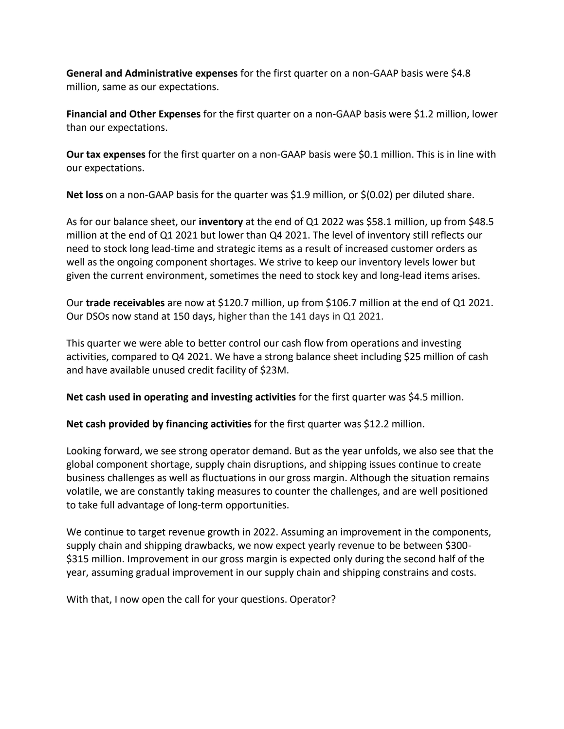**General and Administrative expenses** for the first quarter on a non-GAAP basis were $4.8 million, same as our expectations.

**Financial and Other Expenses** for the first quarter on a non-GAAP basis were $1.2 million, lower than our expectations.

**Our tax expenses** for the first quarter on a non-GAAP basis were $0.1 million. This is in line with our expectations.

**Net loss** on a non-GAAP basis for the quarter was $1.9 million, or $(0.02) per diluted share.

As for our balance sheet, our **inventory** at the end of Q1 2022 was $58.1 million, up from $48.5 million at the end of Q1 2021 but lower than Q4 2021. The level of inventory still reflects our need to stock long lead-time and strategic items as a result of increased customer orders as well as the ongoing component shortages. We strive to keep our inventory levels lower but given the current environment, sometimes the need to stock key and long-lead items arises.

Our **trade receivables** are now at $120.7 million, up from $106.7 million at the end of Q1 2021. Our DSOs now stand at 150 days, higher than the 141 days in Q1 2021.

This quarter we were able to better control our cash flow from operations and investing activities, compared to Q4 2021. We have a strong balance sheet including $25 million of cash and have available unused credit facility of $23M.

**Net cash used in operating and investing activities** for the first quarter was $4.5 million.

**Net cash provided by financing activities** for the first quarter was $12.2 million.

Looking forward, we see strong operator demand. But as the year unfolds, we also see that the global component shortage, supply chain disruptions, and shipping issues continue to create business challenges as well as fluctuations in our gross margin. Although the situation remains volatile, we are constantly taking measures to counter the challenges, and are well positioned to take full advantage of long-term opportunities.

We continue to target revenue growth in 2022. Assuming an improvement in the components, supply chain and shipping drawbacks, we now expect yearly revenue to be between $300-$315 million. Improvement in our gross margin is expected only during the second half of the year, assuming gradual improvement in our supply chain and shipping constrains and costs.

With that, I now open the call for your questions. Operator?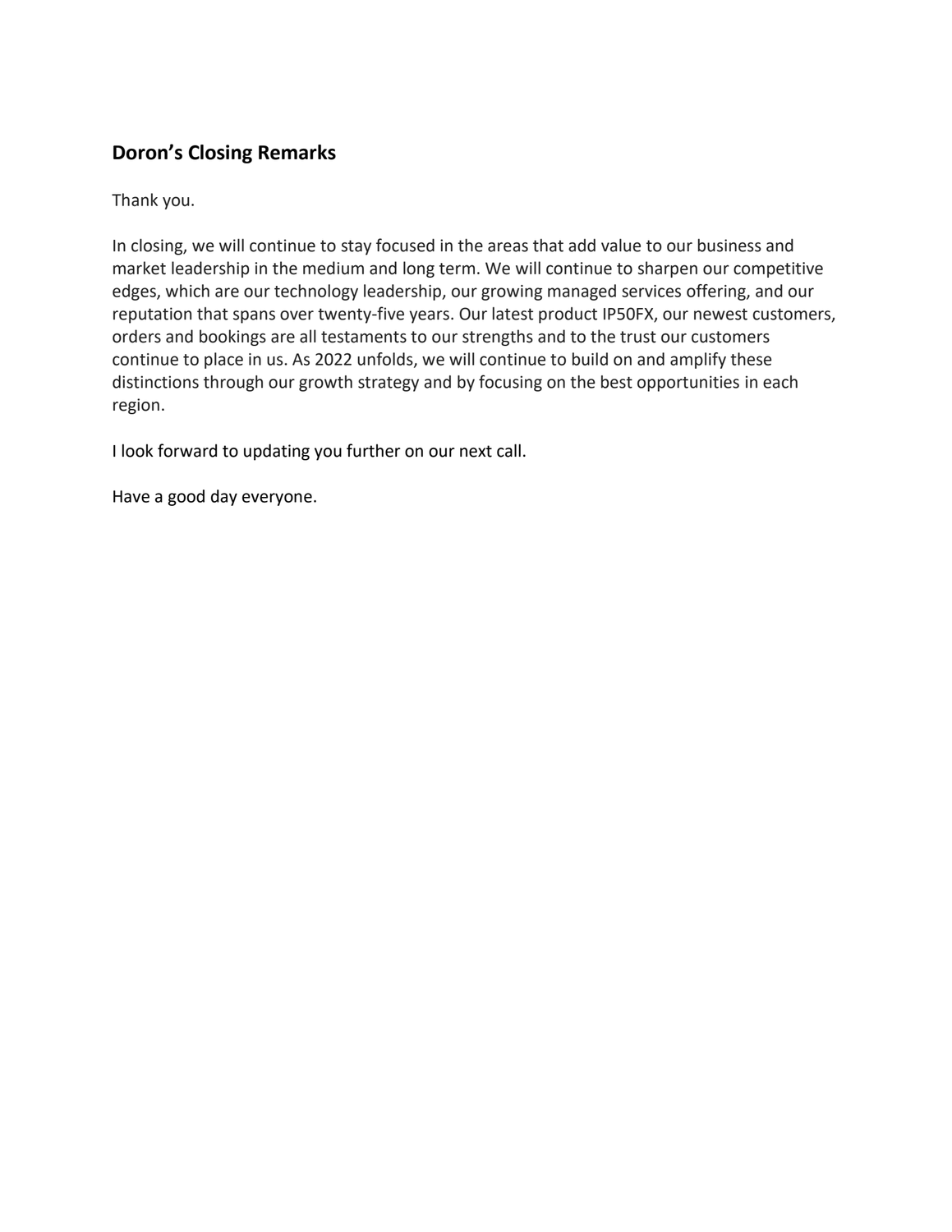## Doron's Closing Remarks

Thank you.

In closing, we will continue to stay focused in the areas that add value to our business and market leadership in the medium and long term. We will continue to sharpen our competitive edges, which are our technology leadership, our growing managed services offering, and our reputation that spans over twenty-five years. Our latest product IP50FX, our newest customers, orders and bookings are all testaments to our strengths and to the trust our customers continue to place in us. As 2022 unfolds, we will continue to build on and amplify these distinctions through our growth strategy and by focusing on the best opportunities in each region.

I look forward to updating you further on our next call.

Have a good day everyone.